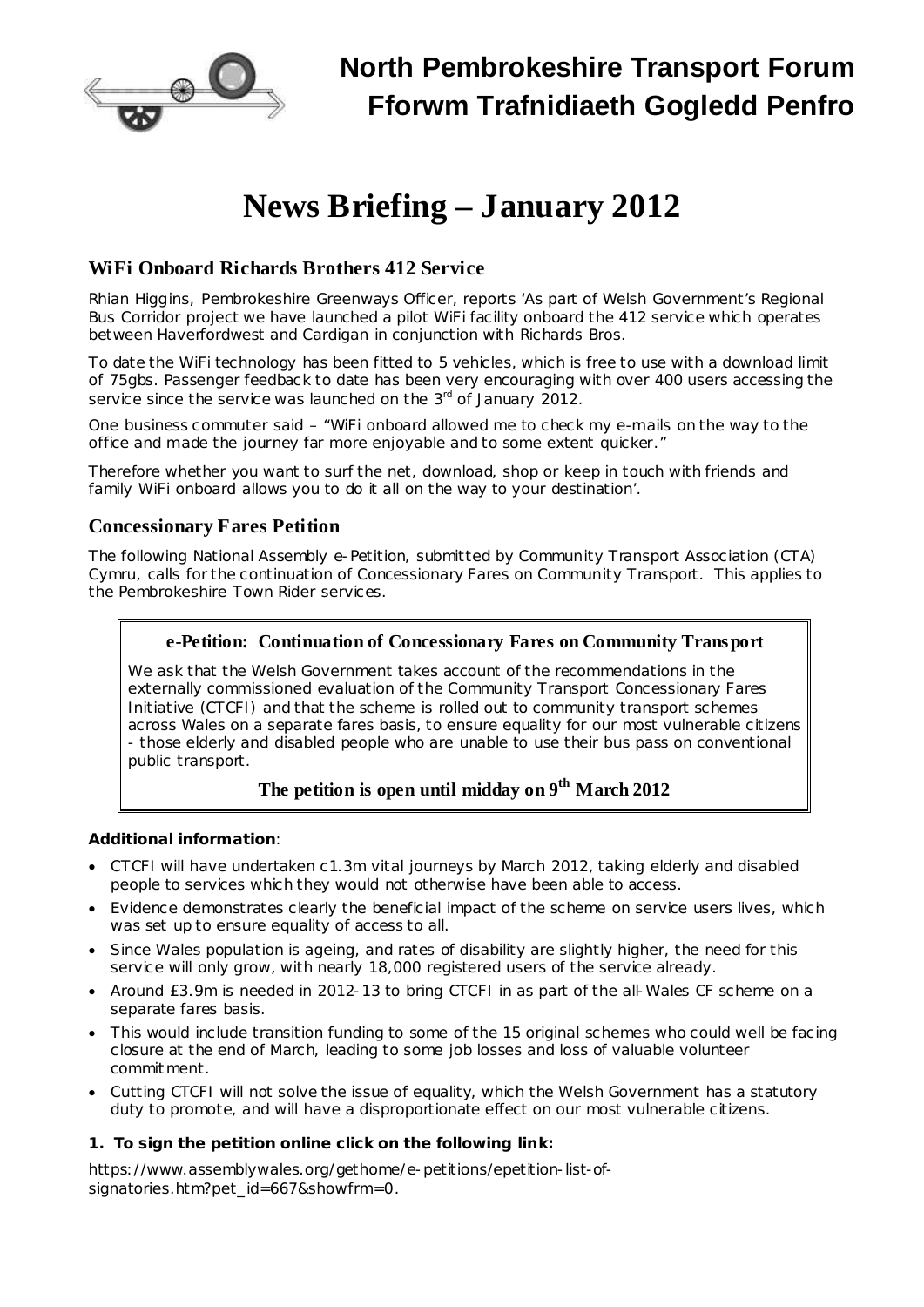# North Pembrokeshire Transport Forum
# Fforwm Trafnidiaeth Gogledd Penfro

# News Briefing – January 2012

## WiFi Onboard Richards Brothers 412 Service

Rhian Higgins, Pembrokeshire Greenways Officer, reports 'As part of Welsh Government's Regional Bus Corridor project we have launched a pilot WiFi facility onboard the 412 service which operates between Haverfordwest and Cardigan in conjunction with Richards Bros.

To date the WiFi technology has been fitted to 5 vehicles, which is free to use with a download limit of 75gbs. Passenger feedback to date has been very encouraging with over 400 users accessing the service since the service was launched on the 3rd of January 2012.

One business commuter said – "WiFi onboard allowed me to check my e-mails on the way to the office and made the journey far more enjoyable and to some extent quicker."

Therefore whether you want to surf the net, download, shop or keep in touch with friends and family WiFi onboard allows you to do it all on the way to your destination'.

## Concessionary Fares Petition

The following National Assembly e-Petition, submitted by Community Transport Association (CTA) Cymru, calls for the continuation of Concessionary Fares on Community Transport. This applies to the Pembrokeshire Town Rider services.

> **e-Petition: Continuation of Concessionary Fares on Community Transport**
>
> We ask that the Welsh Government takes account of the recommendations in the externally commissioned evaluation of the Community Transport Concessionary Fares Initiative (CTCFI) and that the scheme is rolled out to community transport schemes across Wales on a separate fares basis, to ensure equality for our most vulnerable citizens - those elderly and disabled people who are unable to use their bus pass on conventional public transport.
>
> **The petition is open until midday on 9th March 2012**

**Additional information**:

- CTCFI will have undertaken c1.3m vital journeys by March 2012, taking elderly and disabled people to services which they would not otherwise have been able to access.
- Evidence demonstrates clearly the beneficial impact of the scheme on service users lives, which was set up to ensure equality of access to all.
- Since Wales population is ageing, and rates of disability are slightly higher, the need for this service will only grow, with nearly 18,000 registered users of the service already.
- Around £3.9m is needed in 2012-13 to bring CTCFI in as part of the all-Wales CF scheme on a separate fares basis.
- This would include transition funding to some of the 15 original schemes who could well be facing closure at the end of March, leading to some job losses and loss of valuable volunteer commitment.
- Cutting CTCFI will not solve the issue of equality, which the Welsh Government has a statutory duty to promote, and will have a disproportionate effect on our most vulnerable citizens.

**1. To sign the petition online click on the following link:**

https://www.assemblywales.org/gethome/e-petitions/epetition-list-of-signatories.htm?pet_id=667&showfrm=0.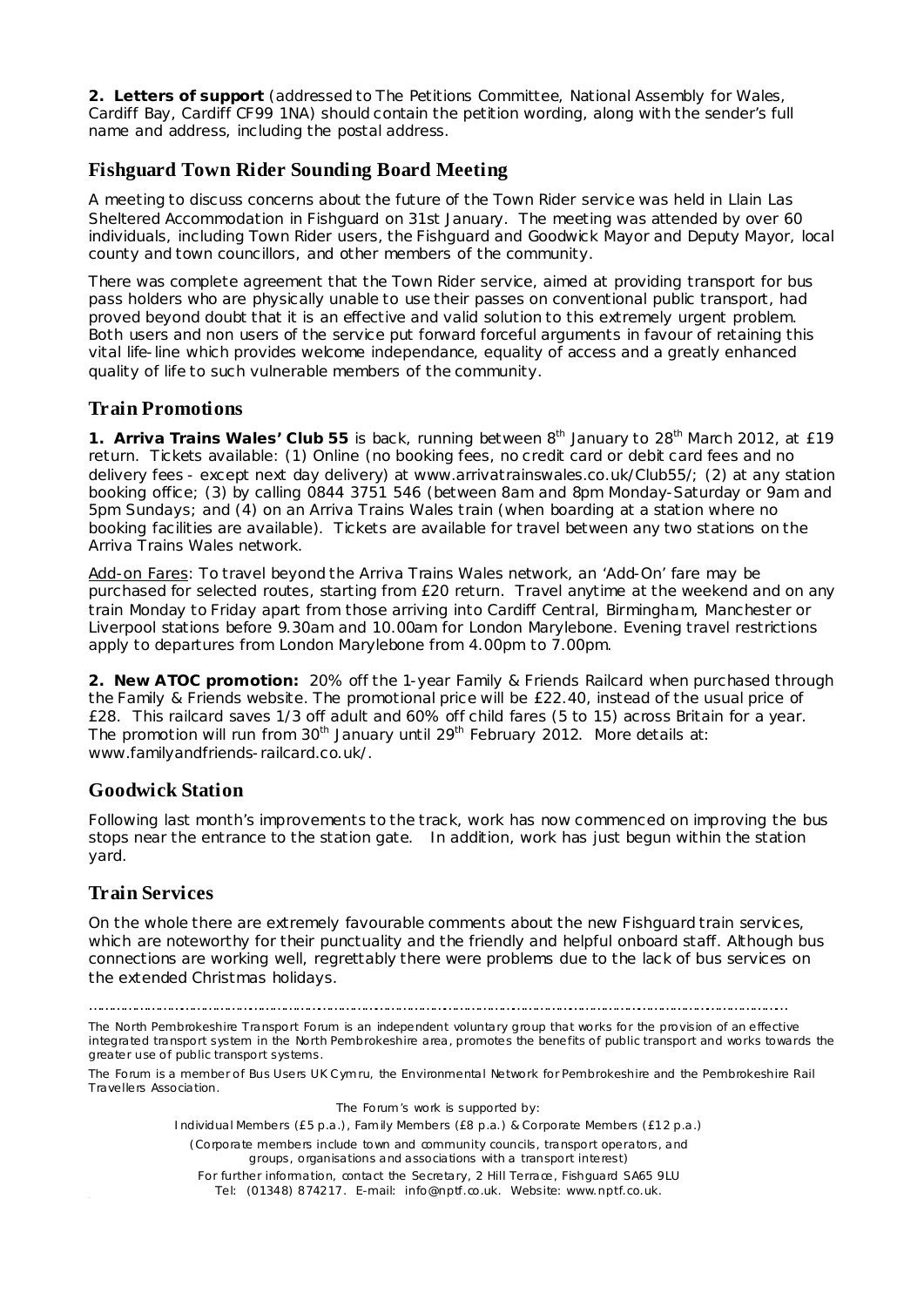**2. Letters of support** (addressed to The Petitions Committee, National Assembly for Wales, Cardiff Bay, Cardiff CF99 1NA) should contain the petition wording, along with the sender's full name and address, including the postal address.

## Fishguard Town Rider Sounding Board Meeting

A meeting to discuss concerns about the future of the Town Rider service was held in Llain Las Sheltered Accommodation in Fishguard on 31st January. The meeting was attended by over 60 individuals, including Town Rider users, the Fishguard and Goodwick Mayor and Deputy Mayor, local county and town councillors, and other members of the community.

There was complete agreement that the Town Rider service, aimed at providing transport for bus pass holders who are physically unable to use their passes on conventional public transport, had proved beyond doubt that it is an effective and valid solution to this extremely urgent problem. Both users and non users of the service put forward forceful arguments in favour of retaining this vital life-line which provides welcome independance, equality of access and a greatly enhanced quality of life to such vulnerable members of the community.

## Train Promotions

**1. Arriva Trains Wales' Club 55** is back, running between 8th January to 28th March 2012, at £19 return. Tickets available: (1) Online (no booking fees, no credit card or debit card fees and no delivery fees - except next day delivery) at www.arrivatrainswales.co.uk/Club55/; (2) at any station booking office; (3) by calling 0844 3751 546 (between 8am and 8pm Monday-Saturday or 9am and 5pm Sundays; and (4) on an Arriva Trains Wales train (when boarding at a station where no booking facilities are available). Tickets are available for travel between any two stations on the Arriva Trains Wales network.

Add-on Fares: To travel beyond the Arriva Trains Wales network, an 'Add-On' fare may be purchased for selected routes, starting from £20 return. Travel anytime at the weekend and on any train Monday to Friday apart from those arriving into Cardiff Central, Birmingham, Manchester or Liverpool stations before 9.30am and 10.00am for London Marylebone. Evening travel restrictions apply to departures from London Marylebone from 4.00pm to 7.00pm.

**2. New ATOC promotion:** 20% off the 1-year Family & Friends Railcard when purchased through the Family & Friends website. The promotional price will be £22.40, instead of the usual price of £28. This railcard saves 1/3 off adult and 60% off child fares (5 to 15) across Britain for a year. The promotion will run from 30th January until 29th February 2012. More details at: www.familyandfriends-railcard.co.uk/.

## Goodwick Station

Following last month's improvements to the track, work has now commenced on improving the bus stops near the entrance to the station gate. In addition, work has just begun within the station yard.

## Train Services

On the whole there are extremely favourable comments about the new Fishguard train services, which are noteworthy for their punctuality and the friendly and helpful onboard staff. Although bus connections are working well, regrettably there were problems due to the lack of bus services on the extended Christmas holidays.

---

The North Pembrokeshire Transport Forum is an independent voluntary group that works for the provision of an effective integrated transport system in the North Pembrokeshire area, promotes the benefits of public transport and works towards the greater use of public transport systems.

The Forum is a member of Bus Users UK Cymru, the Environmental Network for Pembrokeshire and the Pembrokeshire Rail Travellers Association.

The Forum's work is supported by:

Individual Members (£5 p.a.), Family Members (£8 p.a.) & Corporate Members (£12 p.a.)

(Corporate members include town and community councils, transport operators, and groups, organisations and associations with a transport interest)

For further information, contact the Secretary, 2 Hill Terrace, Fishguard SA65 9LU

Tel: (01348) 874217. E-mail: info@nptf.co.uk. Website: www.nptf.co.uk.